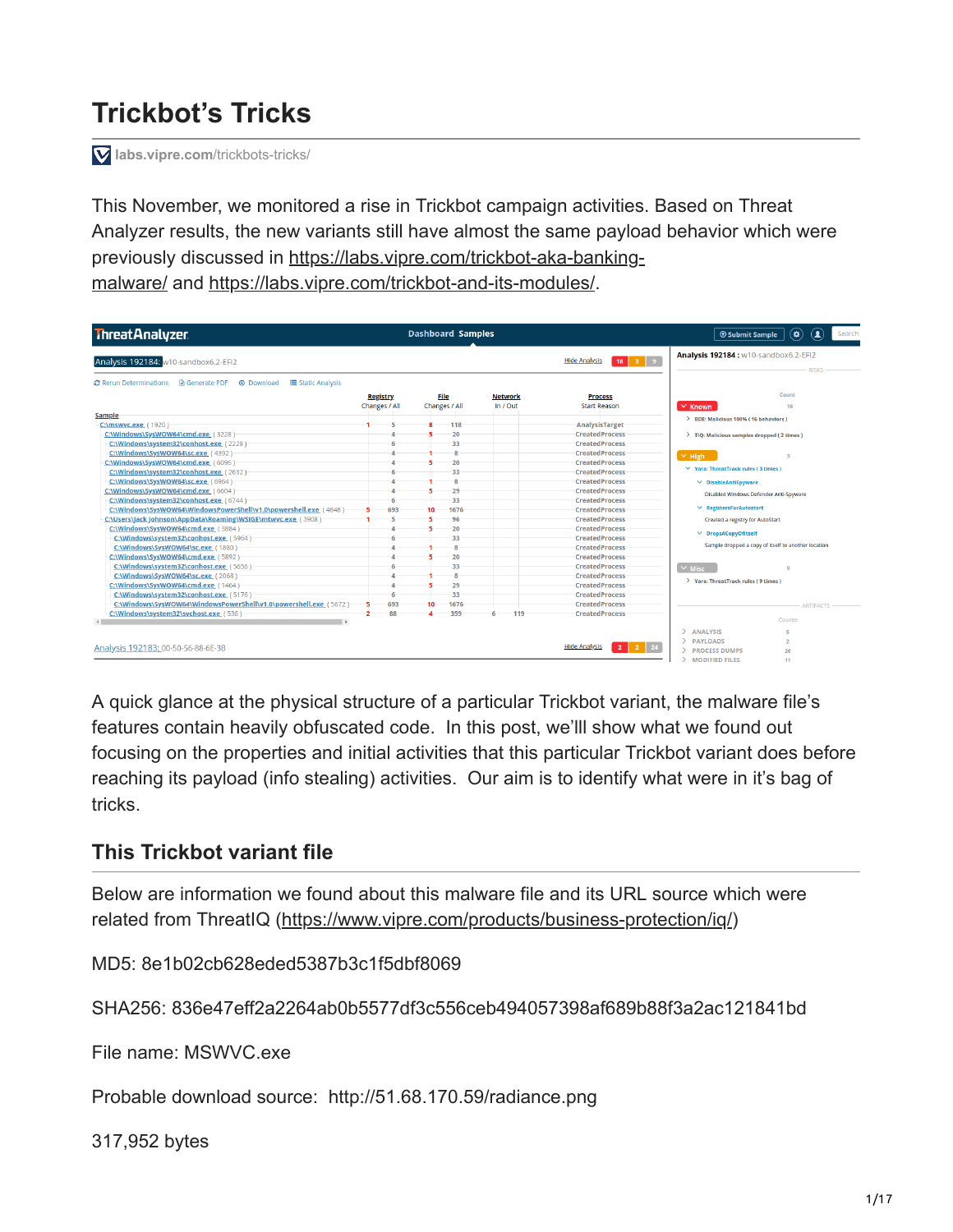# Trickbot's Tricks

labs.vipre.com/trickbots-tricks/

This November, we monitored a rise in Trickbot campaign activities. Based on Threat Analyzer results, the new variants still have almost the same payload behavior which were previously discussed in https://labs.vipre.com/trickbot-aka-banking-malware/ and https://labs.vipre.com/trickbot-and-its-modules/.

A quick glance at the physical structure of a particular Trickbot variant, the malware file's features contain heavily obfuscated code. In this post, we'lll show what we found out focusing on the properties and initial activities that this particular Trickbot variant does before reaching its payload (info stealing) activities. Our aim is to identify what were in it's bag of tricks.

## This Trickbot variant file

Below are information we found about this malware file and its URL source which were related from ThreatIQ (https://www.vipre.com/products/business-protection/iq/)

MD5: 8e1b02cb628eded5387b3c1f5dbf8069

SHA256: 836e47eff2a2264ab0b5577df3c556ceb494057398af689b88f3a2ac121841bd

File name: MSWVC.exe

Probable download source: http://51.68.170.59/radiance.png

317,952 bytes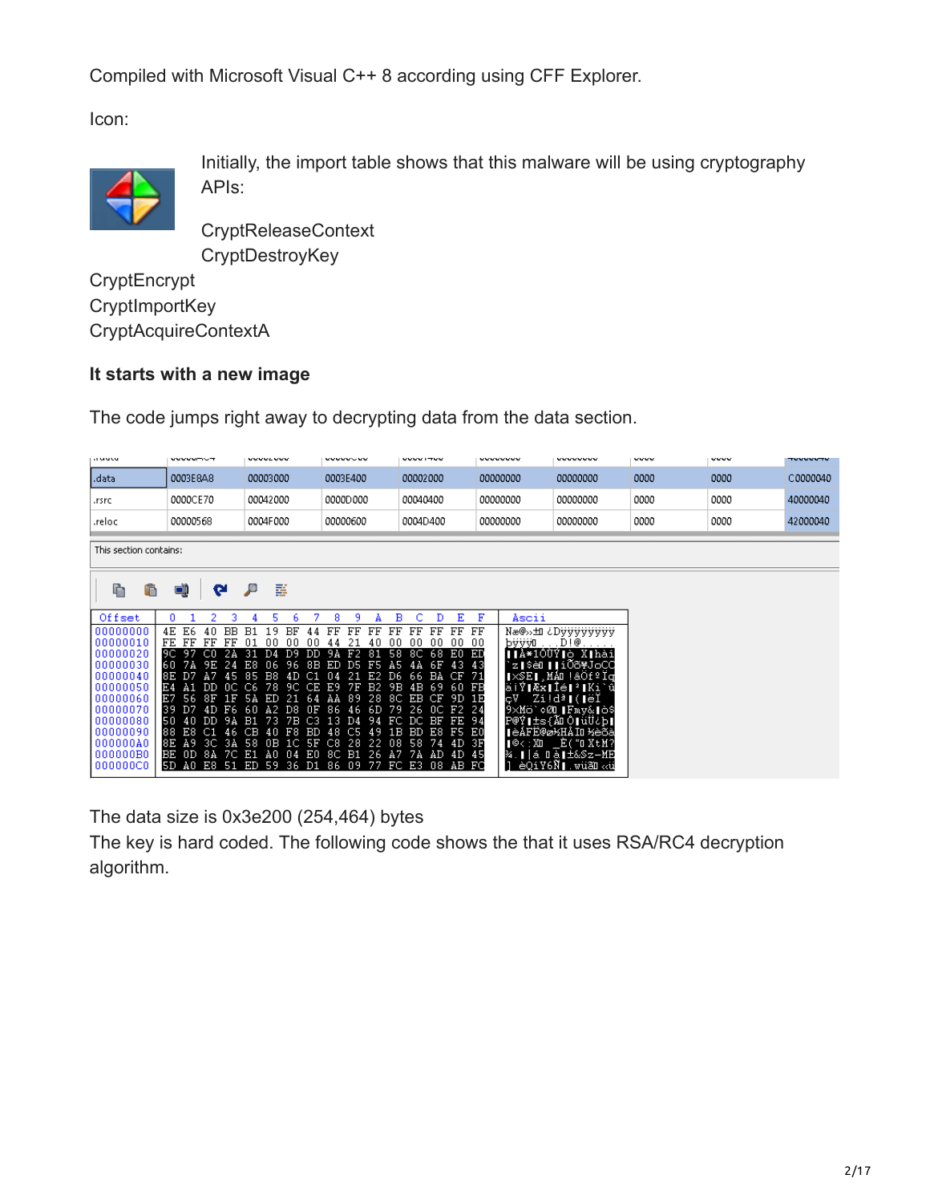Compiled with Microsoft Visual C++ 8 according using CFF Explorer.

Icon:

Initially, the import table shows that this malware will be using cryptography APIs:

CryptReleaseContext
CryptDestroyKey
CryptEncrypt
CryptImportKey
CryptAcquireContextA

### It starts with a new image

The code jumps right away to decrypting data from the data section.

The data size is 0x3e200 (254,464) bytes
The key is hard coded. The following code shows the that it uses RSA/RC4 decryption algorithm.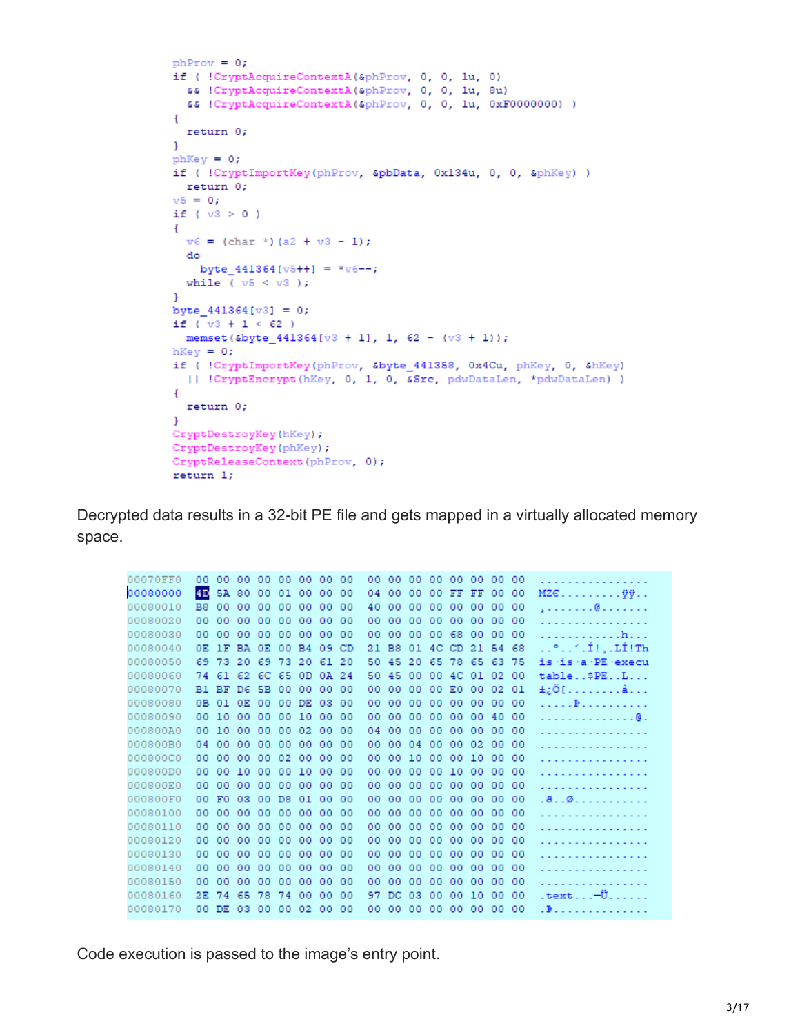```
phProv = 0;
if ( !CryptAcquireContextA(&phProv, 0, 0, 1u, 0)
  && !CryptAcquireContextA(&phProv, 0, 0, 1u, 8u)
  && !CryptAcquireContextA(&phProv, 0, 0, 1u, 0xF0000000) )
{
  return 0;
}
phKey = 0;
if ( !CryptImportKey(phProv, &pbData, 0x134u, 0, 0, &phKey) )
  return 0;
v5 = 0;
if ( v3 > 0 )
{
  v6 = (char *)(a2 + v3 - 1);
  do
    byte_441364[v5++] = *v6--;
  while ( v5 < v3 );
}
byte_441364[v3] = 0;
if ( v3 + 1 < 62 )
  memset(&byte_441364[v3 + 1], 1, 62 - (v3 + 1));
hKey = 0;
if ( !CryptImportKey(phProv, &byte_441358, 0x4Cu, phKey, 0, &hKey)
  || !CryptEncrypt(hKey, 0, 1, 0, &Src, pdwDataLen, *pdwDataLen) )
{
  return 0;
}
CryptDestroyKey(hKey);
CryptDestroyKey(phKey);
CryptReleaseContext(phProv, 0);
return 1;
```

Decrypted data results in a 32-bit PE file and gets mapped in a virtually allocated memory space.

```
00070FF0  00 00 00 00 00 00 00 00  00 00 00 00 00 00 00 00  ................
00080000  4D 5A 80 00 01 00 00 00  04 00 00 00 FF FF 00 00  MZ€.........ÿÿ..
00080010  B8 00 00 00 00 00 00 00  40 00 00 00 00 00 00 00  ¸.......@.......
00080020  00 00 00 00 00 00 00 00  00 00 00 00 00 00 00 00  ................
00080030  00 00 00 00 00 00 00 00  00 00 00 00 68 00 00 00  ............h...
00080040  0E 1F BA 0E 00 B4 09 CD  21 B8 01 4C CD 21 54 68  ..º..´.Í!¸.LÍ!Th
00080050  69 73 20 69 73 20 61 20  50 45 20 65 78 65 63 75  is is a PE execu
00080060  74 61 62 6C 65 0D 0A 24  50 45 00 00 4C 01 02 00  table..$PE..L...
00080070  B1 BF D6 5B 00 00 00 00  00 00 00 00 E0 00 02 01  ±¿Ö[........à...
00080080  0B 01 0E 00 00 DE 03 00  00 00 00 00 00 00 00 00  .....Þ..........
00080090  00 10 00 00 00 10 00 00  00 00 00 00 00 00 40 00  ..............@.
000800A0  00 10 00 00 00 02 00 00  04 00 00 00 00 00 00 00  ................
000800B0  04 00 00 00 00 00 00 00  00 00 04 00 00 02 00 00  ................
000800C0  00 00 00 00 02 00 00 00  00 00 10 00 00 10 00 00  ................
000800D0  00 00 10 00 00 10 00 00  00 00 00 00 10 00 00 00  ................
000800E0  00 00 00 00 00 00 00 00  00 00 00 00 00 00 00 00  ................
000800F0  00 F0 03 00 D8 01 00 00  00 00 00 00 00 00 00 00  .ð..Ø...........
00080100  00 00 00 00 00 00 00 00  00 00 00 00 00 00 00 00  ................
00080110  00 00 00 00 00 00 00 00  00 00 00 00 00 00 00 00  ................
00080120  00 00 00 00 00 00 00 00  00 00 00 00 00 00 00 00  ................
00080130  00 00 00 00 00 00 00 00  00 00 00 00 00 00 00 00  ................
00080140  00 00 00 00 00 00 00 00  00 00 00 00 00 00 00 00  ................
00080150  00 00 00 00 00 00 00 00  00 00 00 00 00 00 00 00  ................
00080160  2E 74 65 78 74 00 00 00  97 DC 03 00 00 10 00 00  .text...—Ü......
00080170  00 DE 03 00 00 02 00 00  00 00 00 00 00 00 00 00  .Þ..............
```

Code execution is passed to the image's entry point.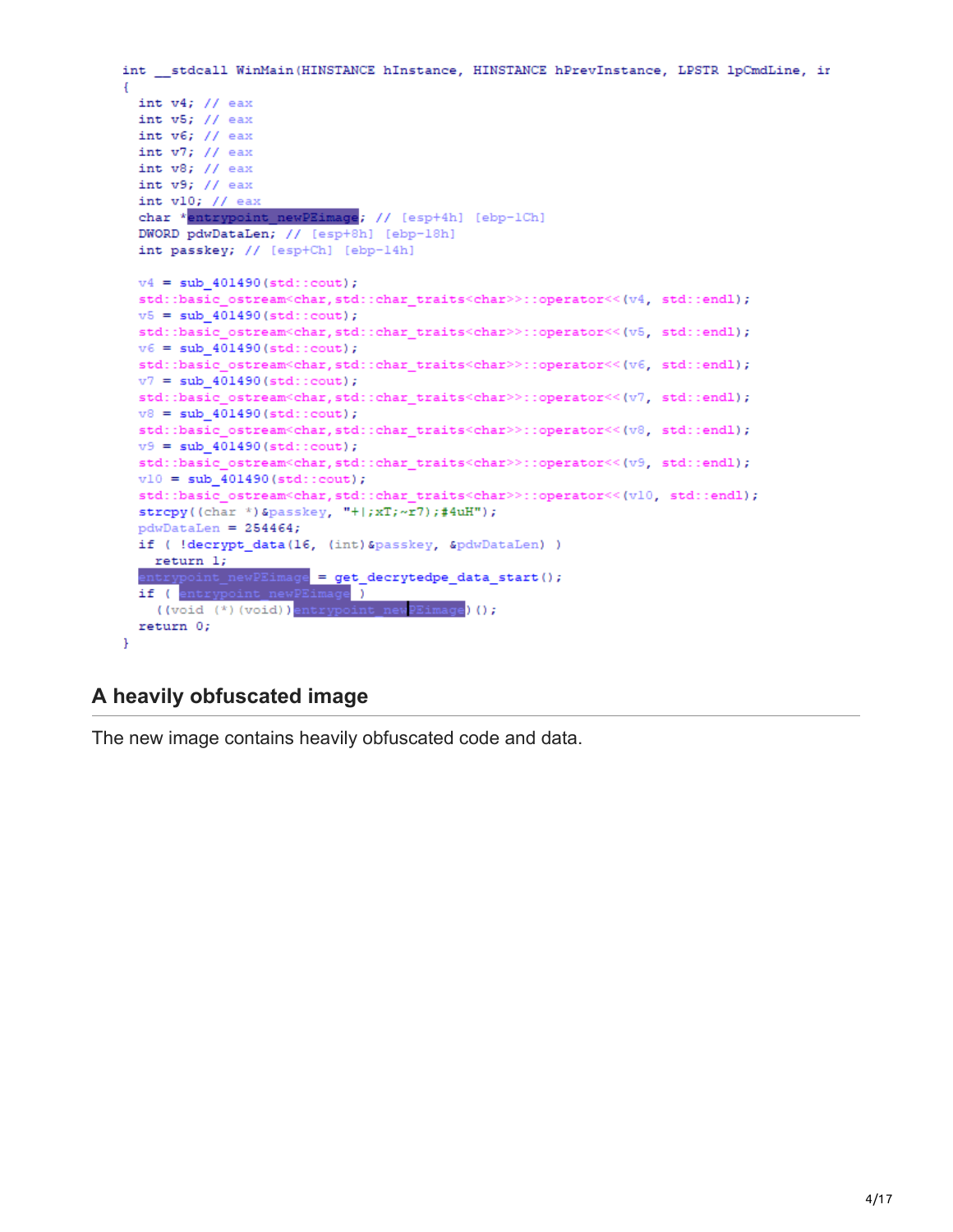```
int __stdcall WinMain(HINSTANCE hInstance, HINSTANCE hPrevInstance, LPSTR lpCmdLine, ir
{
  int v4; // eax
  int v5; // eax
  int v6; // eax
  int v7; // eax
  int v8; // eax
  int v9; // eax
  int v10; // eax
  char *entrypoint_newPEimage; // [esp+4h] [ebp-1Ch]
  DWORD pdwDataLen; // [esp+8h] [ebp-18h]
  int passkey; // [esp+Ch] [ebp-14h]

  v4 = sub_401490(std::cout);
  std::basic_ostream<char,std::char_traits<char>>::operator<<(v4, std::endl);
  v5 = sub_401490(std::cout);
  std::basic_ostream<char,std::char_traits<char>>::operator<<(v5, std::endl);
  v6 = sub_401490(std::cout);
  std::basic_ostream<char,std::char_traits<char>>::operator<<(v6, std::endl);
  v7 = sub_401490(std::cout);
  std::basic_ostream<char,std::char_traits<char>>::operator<<(v7, std::endl);
  v8 = sub_401490(std::cout);
  std::basic_ostream<char,std::char_traits<char>>::operator<<(v8, std::endl);
  v9 = sub_401490(std::cout);
  std::basic_ostream<char,std::char_traits<char>>::operator<<(v9, std::endl);
  v10 = sub_401490(std::cout);
  std::basic_ostream<char,std::char_traits<char>>::operator<<(v10, std::endl);
  strcpy((char *)&passkey, "+|;xT;~r7);#4uH");
  pdwDataLen = 254464;
  if ( !decrypt_data(16, (int)&passkey, &pdwDataLen) )
    return 1;
  entrypoint_newPEimage = get_decrytedpe_data_start();
  if ( entrypoint_newPEimage )
    ((void (*)(void))entrypoint_newPEimage)();
  return 0;
}
```

## A heavily obfuscated image

The new image contains heavily obfuscated code and data.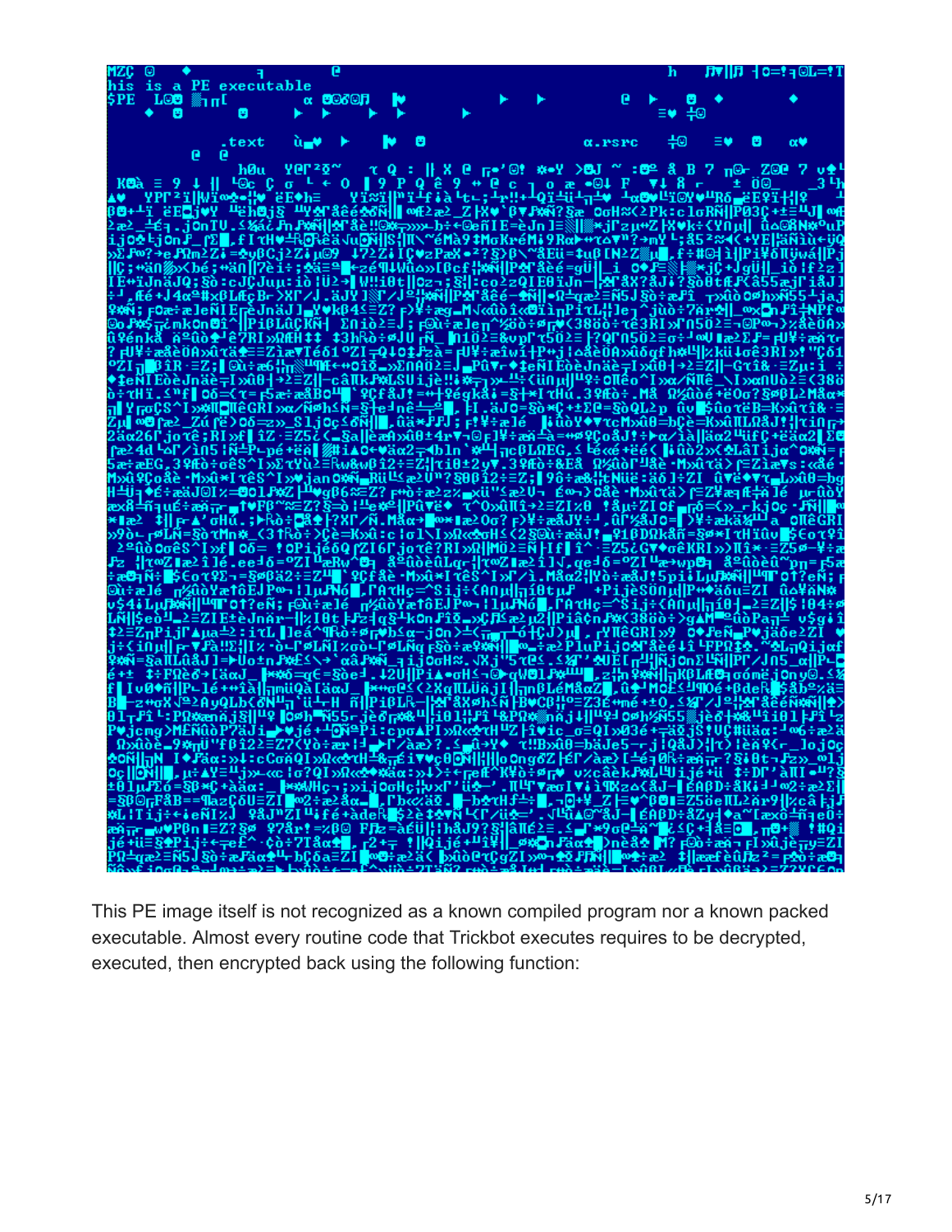This PE image itself is not recognized as a known compiled program nor a known packed executable. Almost every routine code that Trickbot executes requires to be decrypted, executed, then encrypted back using the following function: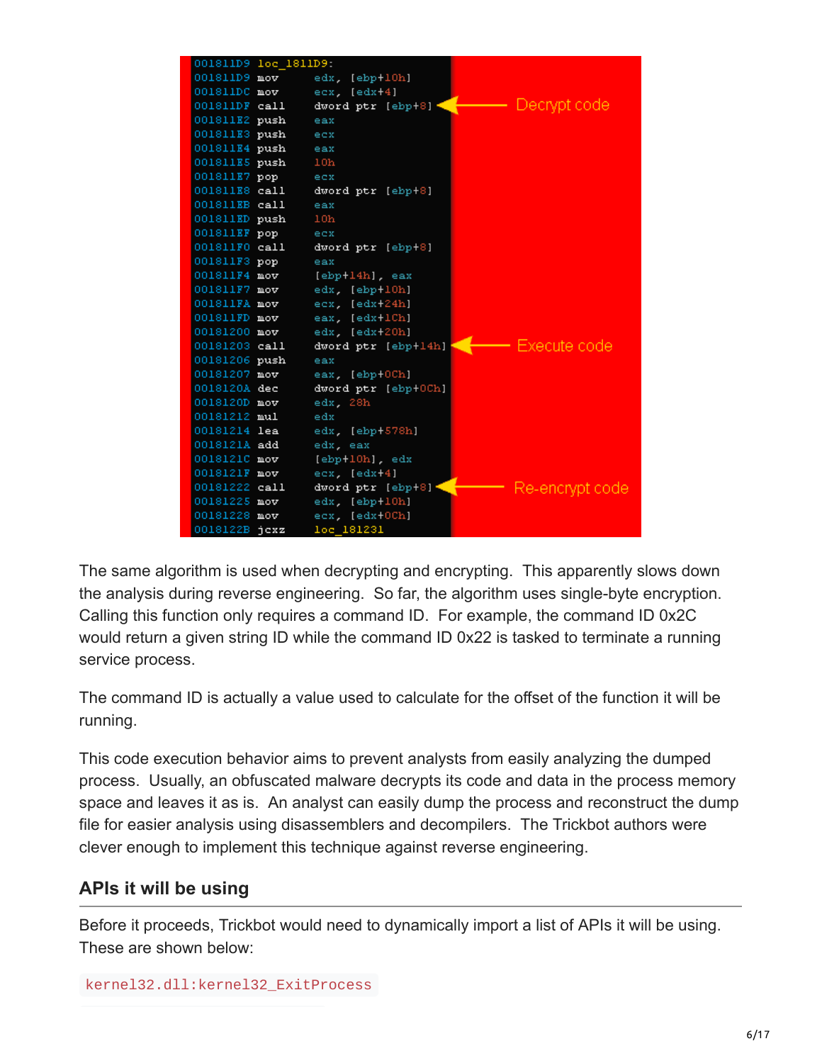```
001811D9 loc_1811D9:
001811D9 mov     edx, [ebp+10h]
001811DC mov     ecx, [edx+4]
001811DF call    dword ptr [ebp+8]      ; Decrypt code
001811E2 push    eax
001811E3 push    ecx
001811E4 push    eax
001811E5 push    10h
001811E7 pop     ecx
001811E8 call    dword ptr [ebp+8]
001811EB call    eax
001811ED push    10h
001811EF pop     ecx
001811F0 call    dword ptr [ebp+8]
001811F3 pop     eax
001811F4 mov     [ebp+14h], eax
001811F7 mov     edx, [ebp+10h]
001811FA mov     ecx, [edx+24h]
001811FD mov     eax, [edx+1Ch]
00181200 mov     edx, [edx+20h]
00181203 call    dword ptr [ebp+14h]    ; Execute code
00181206 push    eax
00181207 mov     eax, [ebp+0Ch]
0018120A dec     dword ptr [ebp+0Ch]
0018120D mov     edx, 28h
00181212 mul     edx
00181214 lea     edx, [ebp+578h]
0018121A add     edx, eax
0018121C mov     [ebp+10h], edx
0018121F mov     ecx, [edx+4]
00181222 call    dword ptr [ebp+8]      ; Re-encrypt code
00181225 mov     edx, [ebp+10h]
00181228 mov     ecx, [edx+0Ch]
0018122B jcxz    loc_181231
```

The same algorithm is used when decrypting and encrypting. This apparently slows down the analysis during reverse engineering. So far, the algorithm uses single-byte encryption. Calling this function only requires a command ID. For example, the command ID 0x2C would return a given string ID while the command ID 0x22 is tasked to terminate a running service process.

The command ID is actually a value used to calculate for the offset of the function it will be running.

This code execution behavior aims to prevent analysts from easily analyzing the dumped process. Usually, an obfuscated malware decrypts its code and data in the process memory space and leaves it as is. An analyst can easily dump the process and reconstruct the dump file for easier analysis using disassemblers and decompilers. The Trickbot authors were clever enough to implement this technique against reverse engineering.

## APIs it will be using

Before it proceeds, Trickbot would need to dynamically import a list of APIs it will be using. These are shown below:

```
kernel32.dll:kernel32_ExitProcess
```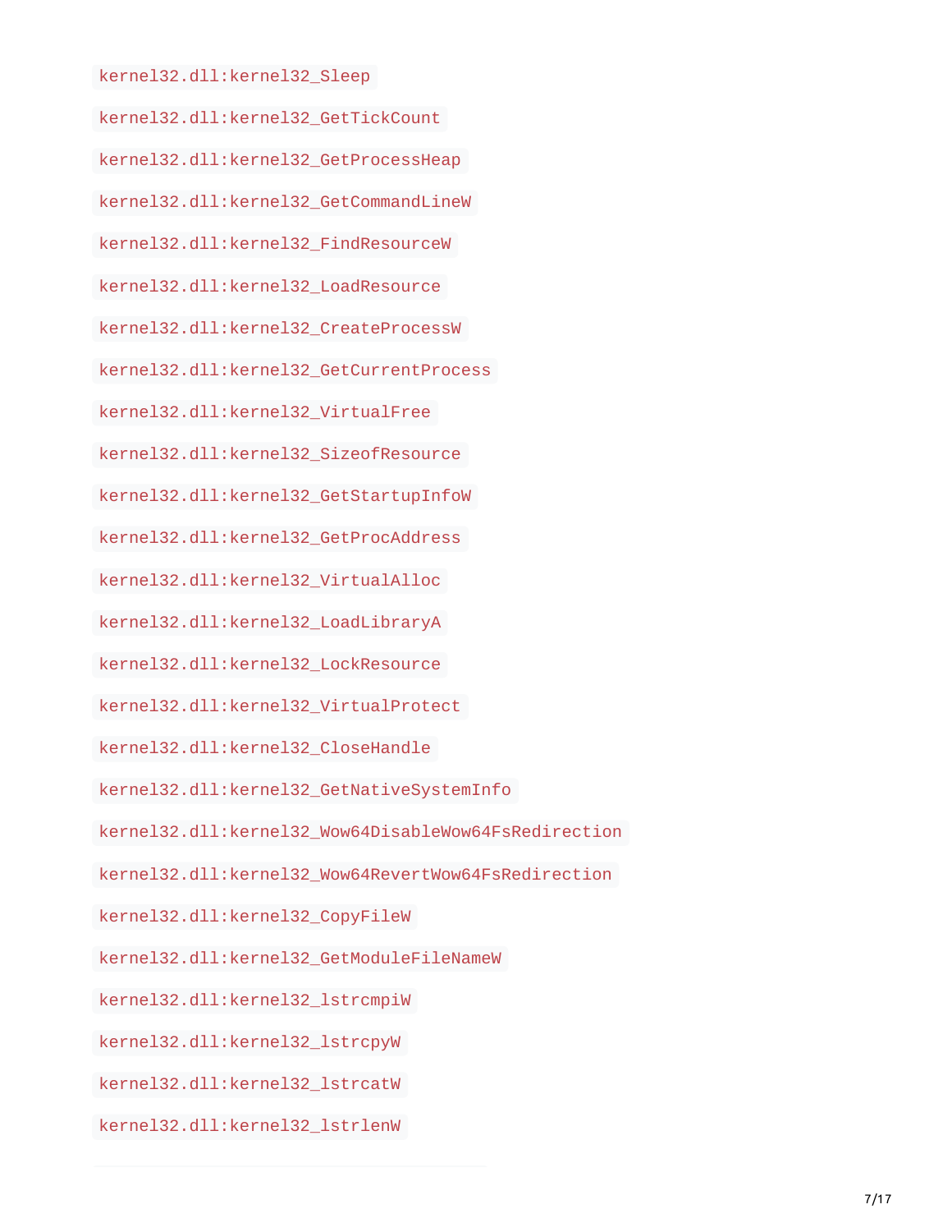`kernel32.dll:kernel32_Sleep`

`kernel32.dll:kernel32_GetTickCount`

`kernel32.dll:kernel32_GetProcessHeap`

`kernel32.dll:kernel32_GetCommandLineW`

`kernel32.dll:kernel32_FindResourceW`

`kernel32.dll:kernel32_LoadResource`

`kernel32.dll:kernel32_CreateProcessW`

`kernel32.dll:kernel32_GetCurrentProcess`

`kernel32.dll:kernel32_VirtualFree`

`kernel32.dll:kernel32_SizeofResource`

`kernel32.dll:kernel32_GetStartupInfoW`

`kernel32.dll:kernel32_GetProcAddress`

`kernel32.dll:kernel32_VirtualAlloc`

`kernel32.dll:kernel32_LoadLibraryA`

`kernel32.dll:kernel32_LockResource`

`kernel32.dll:kernel32_VirtualProtect`

`kernel32.dll:kernel32_CloseHandle`

`kernel32.dll:kernel32_GetNativeSystemInfo`

`kernel32.dll:kernel32_Wow64DisableWow64FsRedirection`

`kernel32.dll:kernel32_Wow64RevertWow64FsRedirection`

`kernel32.dll:kernel32_CopyFileW`

`kernel32.dll:kernel32_GetModuleFileNameW`

`kernel32.dll:kernel32_lstrcmpiW`

`kernel32.dll:kernel32_lstrcpyW`

`kernel32.dll:kernel32_lstrcatW`

`kernel32.dll:kernel32_lstrlenW`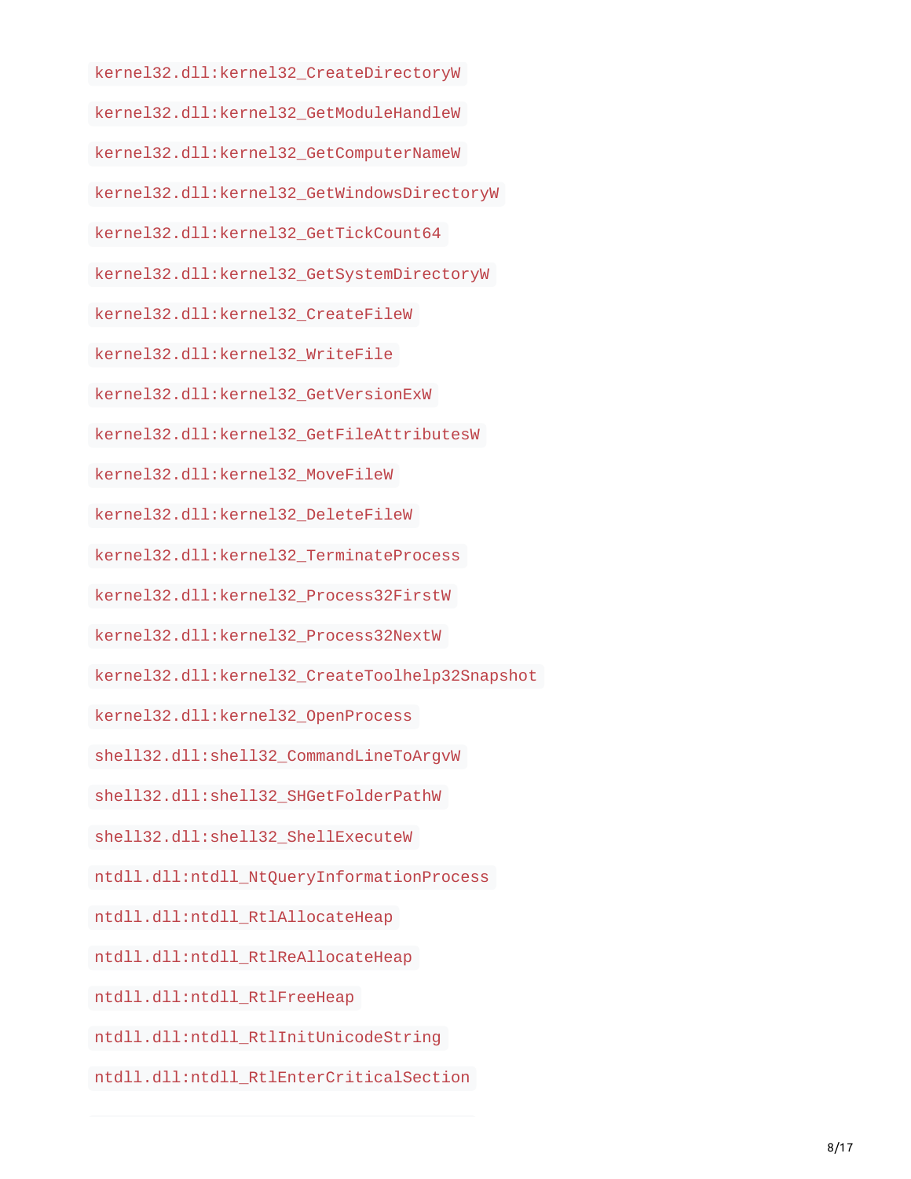`kernel32.dll:kernel32_CreateDirectoryW`

`kernel32.dll:kernel32_GetModuleHandleW`

`kernel32.dll:kernel32_GetComputerNameW`

`kernel32.dll:kernel32_GetWindowsDirectoryW`

`kernel32.dll:kernel32_GetTickCount64`

`kernel32.dll:kernel32_GetSystemDirectoryW`

`kernel32.dll:kernel32_CreateFileW`

`kernel32.dll:kernel32_WriteFile`

`kernel32.dll:kernel32_GetVersionExW`

`kernel32.dll:kernel32_GetFileAttributesW`

`kernel32.dll:kernel32_MoveFileW`

`kernel32.dll:kernel32_DeleteFileW`

`kernel32.dll:kernel32_TerminateProcess`

`kernel32.dll:kernel32_Process32FirstW`

`kernel32.dll:kernel32_Process32NextW`

`kernel32.dll:kernel32_CreateToolhelp32Snapshot`

`kernel32.dll:kernel32_OpenProcess`

`shell32.dll:shell32_CommandLineToArgvW`

`shell32.dll:shell32_SHGetFolderPathW`

`shell32.dll:shell32_ShellExecuteW`

`ntdll.dll:ntdll_NtQueryInformationProcess`

`ntdll.dll:ntdll_RtlAllocateHeap`

`ntdll.dll:ntdll_RtlReAllocateHeap`

`ntdll.dll:ntdll_RtlFreeHeap`

`ntdll.dll:ntdll_RtlInitUnicodeString`

`ntdll.dll:ntdll_RtlEnterCriticalSection`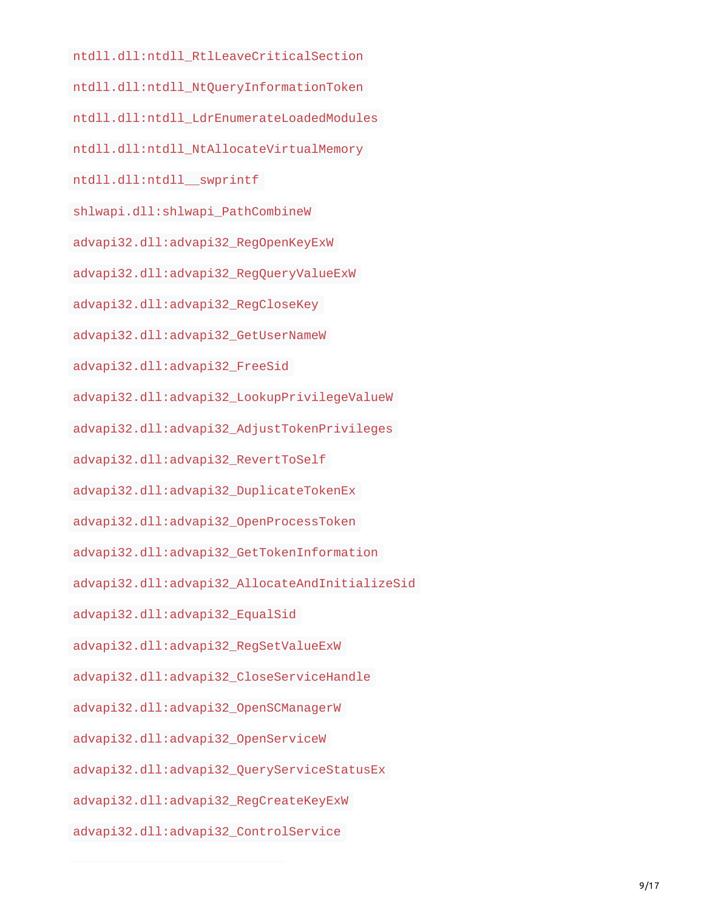`ntdll.dll:ntdll_RtlLeaveCriticalSection`

`ntdll.dll:ntdll_NtQueryInformationToken`

`ntdll.dll:ntdll_LdrEnumerateLoadedModules`

`ntdll.dll:ntdll_NtAllocateVirtualMemory`

`ntdll.dll:ntdll__swprintf`

`shlwapi.dll:shlwapi_PathCombineW`

`advapi32.dll:advapi32_RegOpenKeyExW`

`advapi32.dll:advapi32_RegQueryValueExW`

`advapi32.dll:advapi32_RegCloseKey`

`advapi32.dll:advapi32_GetUserNameW`

`advapi32.dll:advapi32_FreeSid`

`advapi32.dll:advapi32_LookupPrivilegeValueW`

`advapi32.dll:advapi32_AdjustTokenPrivileges`

`advapi32.dll:advapi32_RevertToSelf`

`advapi32.dll:advapi32_DuplicateTokenEx`

`advapi32.dll:advapi32_OpenProcessToken`

`advapi32.dll:advapi32_GetTokenInformation`

`advapi32.dll:advapi32_AllocateAndInitializeSid`

`advapi32.dll:advapi32_EqualSid`

`advapi32.dll:advapi32_RegSetValueExW`

`advapi32.dll:advapi32_CloseServiceHandle`

`advapi32.dll:advapi32_OpenSCManagerW`

`advapi32.dll:advapi32_OpenServiceW`

`advapi32.dll:advapi32_QueryServiceStatusEx`

`advapi32.dll:advapi32_RegCreateKeyExW`

`advapi32.dll:advapi32_ControlService`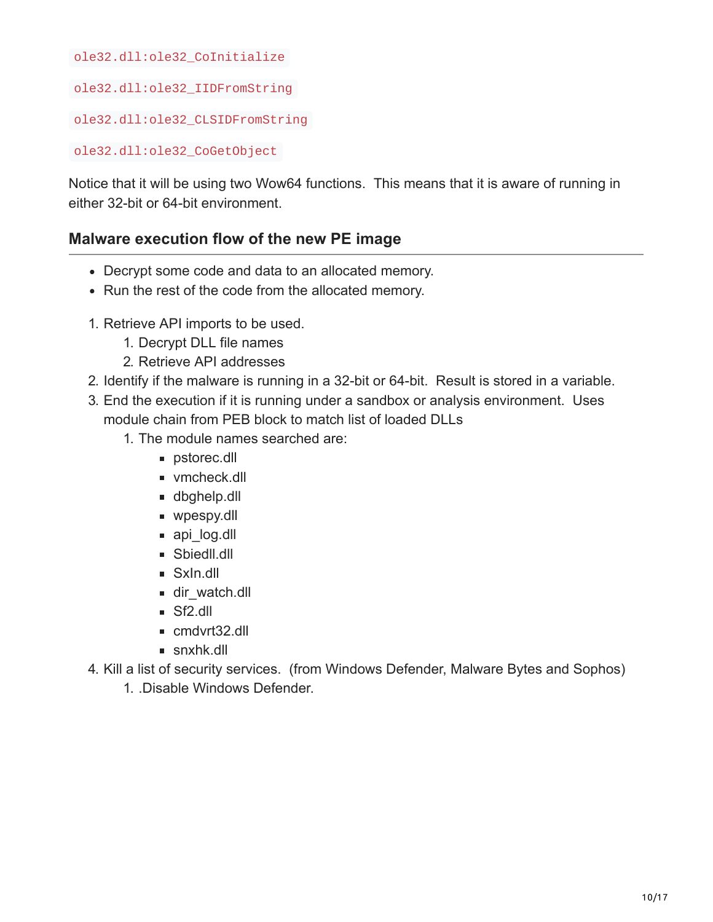`ole32.dll:ole32_CoInitialize`

`ole32.dll:ole32_IIDFromString`

`ole32.dll:ole32_CLSIDFromString`

`ole32.dll:ole32_CoGetObject`

Notice that it will be using two Wow64 functions. This means that it is aware of running in either 32-bit or 64-bit environment.

## Malware execution flow of the new PE image

- Decrypt some code and data to an allocated memory.
- Run the rest of the code from the allocated memory.

1. Retrieve API imports to be used.
    1. Decrypt DLL file names
    2. Retrieve API addresses
2. Identify if the malware is running in a 32-bit or 64-bit. Result is stored in a variable.
3. End the execution if it is running under a sandbox or analysis environment. Uses module chain from PEB block to match list of loaded DLLs
    1. The module names searched are:
        - pstorec.dll
        - vmcheck.dll
        - dbghelp.dll
        - wpespy.dll
        - api_log.dll
        - Sbiedll.dll
        - SxIn.dll
        - dir_watch.dll
        - Sf2.dll
        - cmdvrt32.dll
        - snxhk.dll
4. Kill a list of security services. (from Windows Defender, Malware Bytes and Sophos)
    1. .Disable Windows Defender.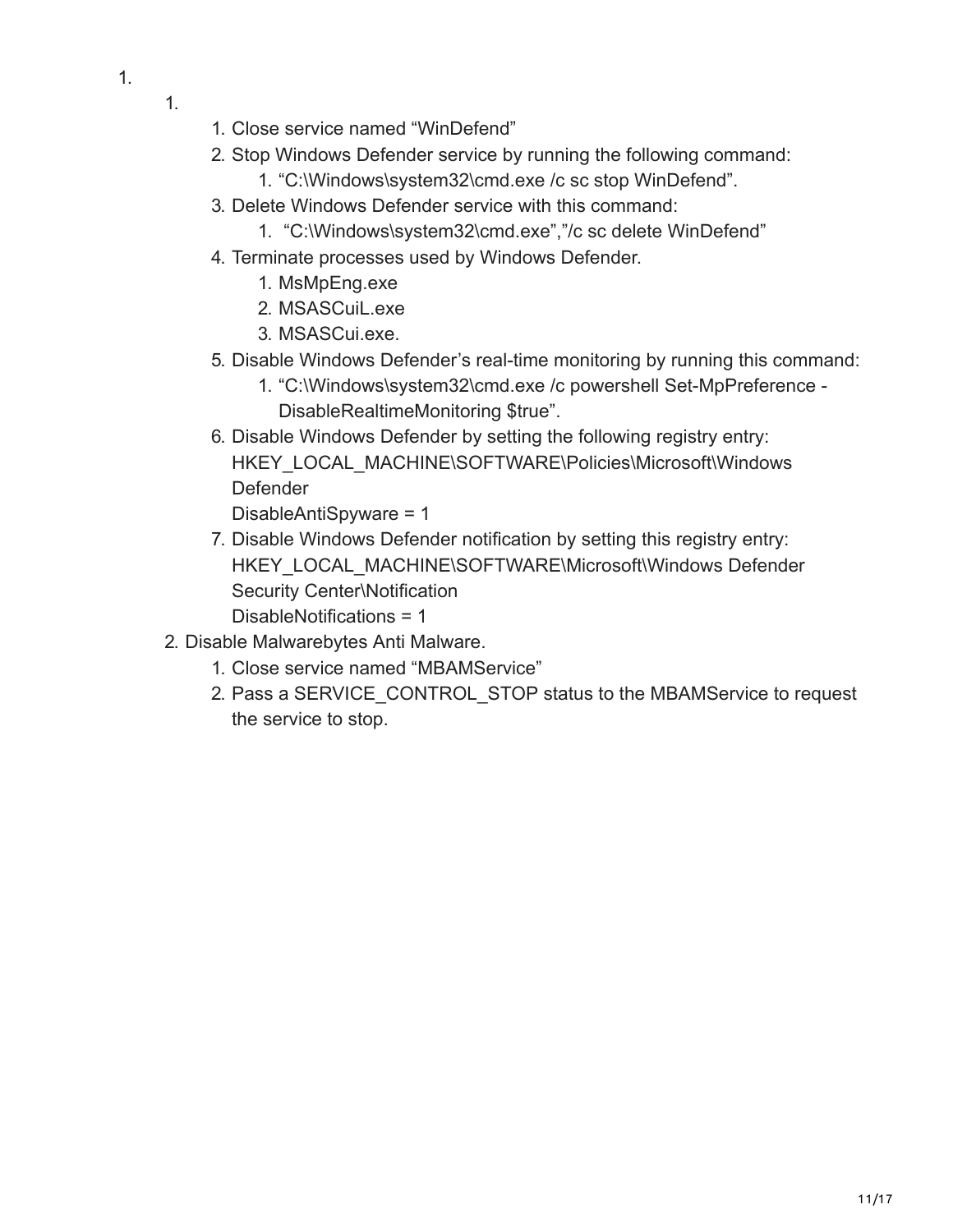1.
    1.
        1. Close service named “WinDefend”
        2. Stop Windows Defender service by running the following command:
            1. “C:\Windows\system32\cmd.exe /c sc stop WinDefend”.
        3. Delete Windows Defender service with this command:
            1. “C:\Windows\system32\cmd.exe”,”/c sc delete WinDefend”
        4. Terminate processes used by Windows Defender.
            1. MsMpEng.exe
            2. MSASCuiL.exe
            3. MSASCui.exe.
        5. Disable Windows Defender’s real-time monitoring by running this command:
            1. “C:\Windows\system32\cmd.exe /c powershell Set-MpPreference -DisableRealtimeMonitoring $true”.
        6. Disable Windows Defender by setting the following registry entry:
           HKEY_LOCAL_MACHINE\SOFTWARE\Policies\Microsoft\Windows Defender
           DisableAntiSpyware = 1
        7. Disable Windows Defender notification by setting this registry entry:
           HKEY_LOCAL_MACHINE\SOFTWARE\Microsoft\Windows Defender Security Center\Notification
           DisableNotifications = 1
    2. Disable Malwarebytes Anti Malware.
        1. Close service named “MBAMService”
        2. Pass a SERVICE_CONTROL_STOP status to the MBAMService to request the service to stop.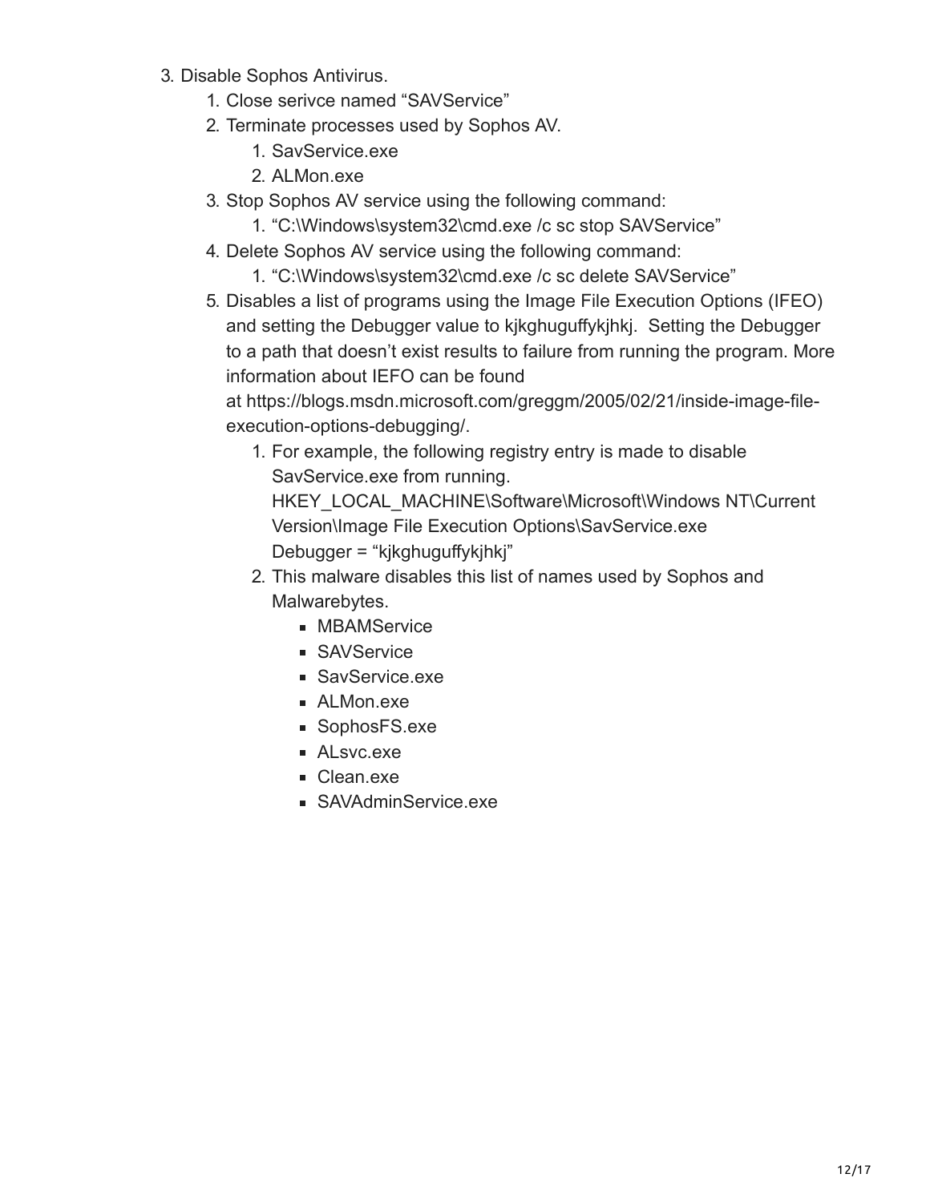3. Disable Sophos Antivirus.
    1. Close serivce named "SAVService"
    2. Terminate processes used by Sophos AV.
        1. SavService.exe
        2. ALMon.exe
    3. Stop Sophos AV service using the following command:
        1. "C:\Windows\system32\cmd.exe /c sc stop SAVService"
    4. Delete Sophos AV service using the following command:
        1. "C:\Windows\system32\cmd.exe /c sc delete SAVService"
    5. Disables a list of programs using the Image File Execution Options (IFEO) and setting the Debugger value to kjkghuguffykjhkj.  Setting the Debugger to a path that doesn't exist results to failure from running the program. More information about IEFO can be found at https://blogs.msdn.microsoft.com/greggm/2005/02/21/inside-image-file-execution-options-debugging/.
        1. For example, the following registry entry is made to disable SavService.exe from running.
           HKEY_LOCAL_MACHINE\Software\Microsoft\Windows NT\Current Version\Image File Execution Options\SavService.exe
           Debugger = "kjkghuguffykjhkj"
        2. This malware disables this list of names used by Sophos and Malwarebytes.
            - MBAMService
            - SAVService
            - SavService.exe
            - ALMon.exe
            - SophosFS.exe
            - ALsvc.exe
            - Clean.exe
            - SAVAdminService.exe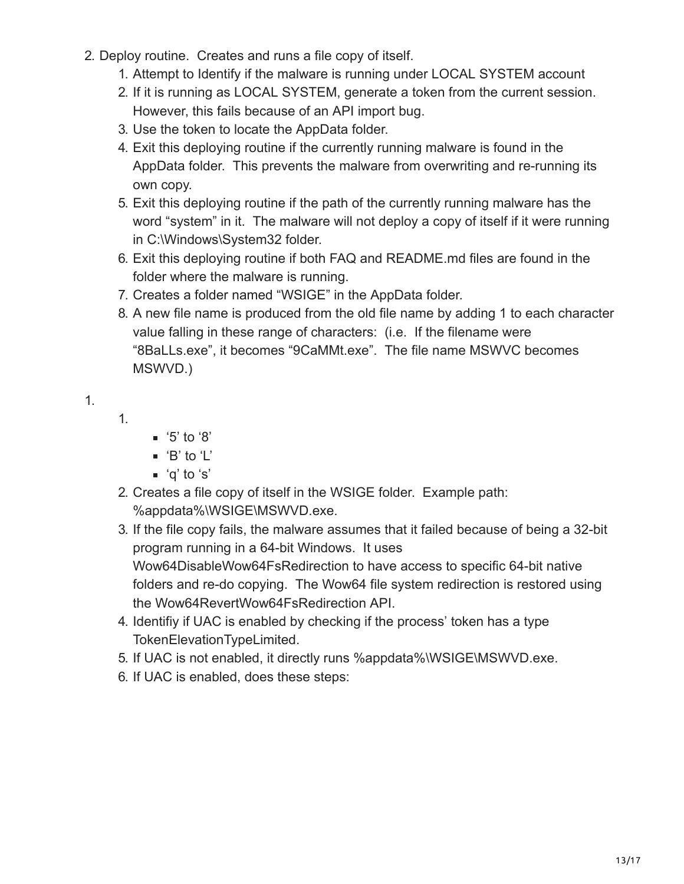2. Deploy routine. Creates and runs a file copy of itself.
    1. Attempt to Identify if the malware is running under LOCAL SYSTEM account
    2. If it is running as LOCAL SYSTEM, generate a token from the current session. However, this fails because of an API import bug.
    3. Use the token to locate the AppData folder.
    4. Exit this deploying routine if the currently running malware is found in the AppData folder. This prevents the malware from overwriting and re-running its own copy.
    5. Exit this deploying routine if the path of the currently running malware has the word "system" in it. The malware will not deploy a copy of itself if it were running in C:\Windows\System32 folder.
    6. Exit this deploying routine if both FAQ and README.md files are found in the folder where the malware is running.
    7. Creates a folder named "WSIGE" in the AppData folder.
    8. A new file name is produced from the old file name by adding 1 to each character value falling in these range of characters: (i.e. If the filename were "8BaLLs.exe", it becomes "9CaMMt.exe". The file name MSWVC becomes MSWVD.)

1.
    1.
        - '5' to '8'
        - 'B' to 'L'
        - 'q' to 's'
    2. Creates a file copy of itself in the WSIGE folder. Example path: %appdata%\WSIGE\MSWVD.exe.
    3. If the file copy fails, the malware assumes that it failed because of being a 32-bit program running in a 64-bit Windows. It uses Wow64DisableWow64FsRedirection to have access to specific 64-bit native folders and re-do copying. The Wow64 file system redirection is restored using the Wow64RevertWow64FsRedirection API.
    4. Identifiy if UAC is enabled by checking if the process' token has a type TokenElevationTypeLimited.
    5. If UAC is not enabled, it directly runs %appdata%\WSIGE\MSWVD.exe.
    6. If UAC is enabled, does these steps: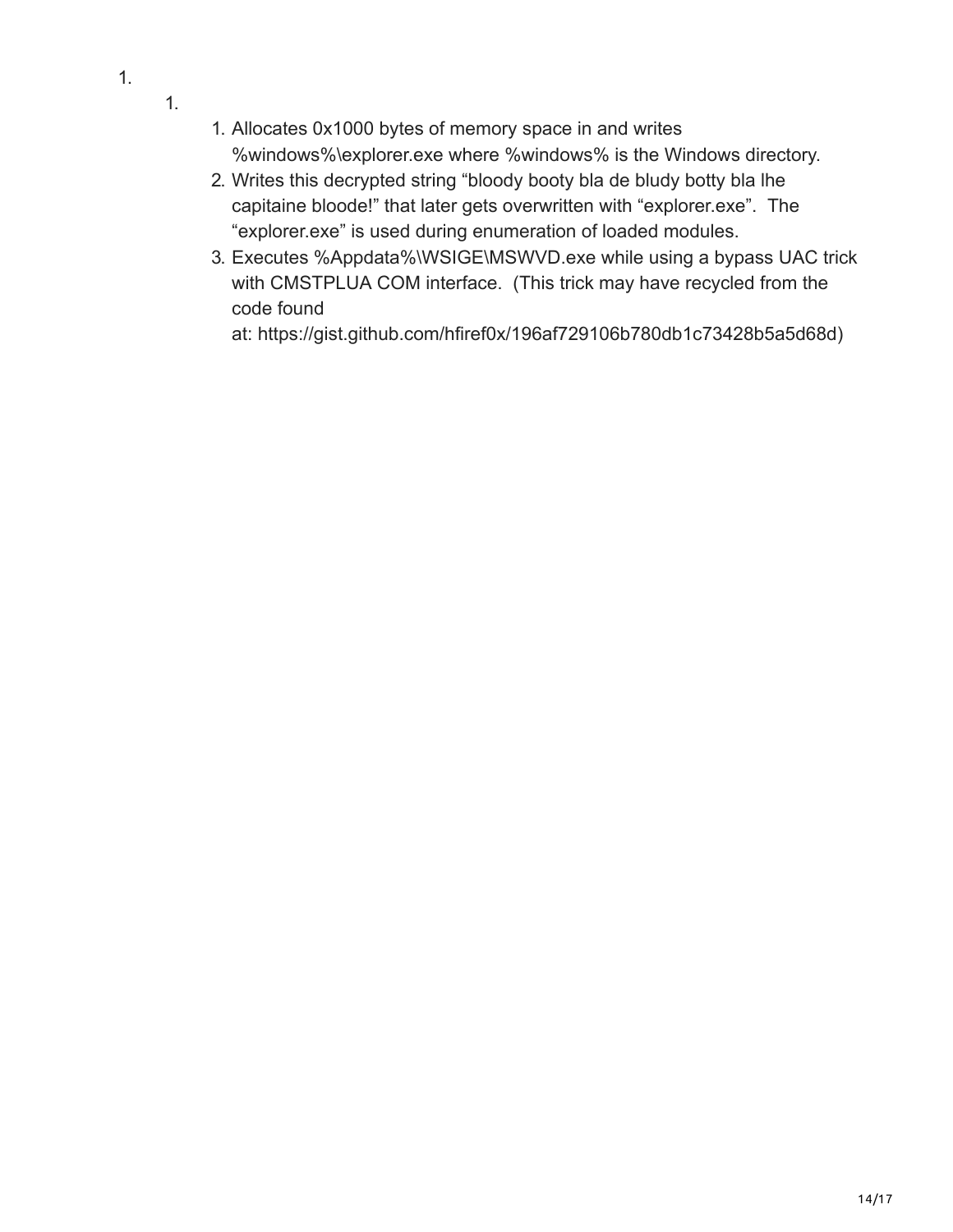1.
    1.
        1. Allocates 0x1000 bytes of memory space in and writes %windows%\explorer.exe where %windows% is the Windows directory.
        2. Writes this decrypted string “bloody booty bla de bludy botty bla lhe capitaine bloode!” that later gets overwritten with “explorer.exe”.  The “explorer.exe” is used during enumeration of loaded modules.
        3. Executes %Appdata%\WSIGE\MSWVD.exe while using a bypass UAC trick with CMSTPLUA COM interface.  (This trick may have recycled from the code found at: https://gist.github.com/hfiref0x/196af729106b780db1c73428b5a5d68d)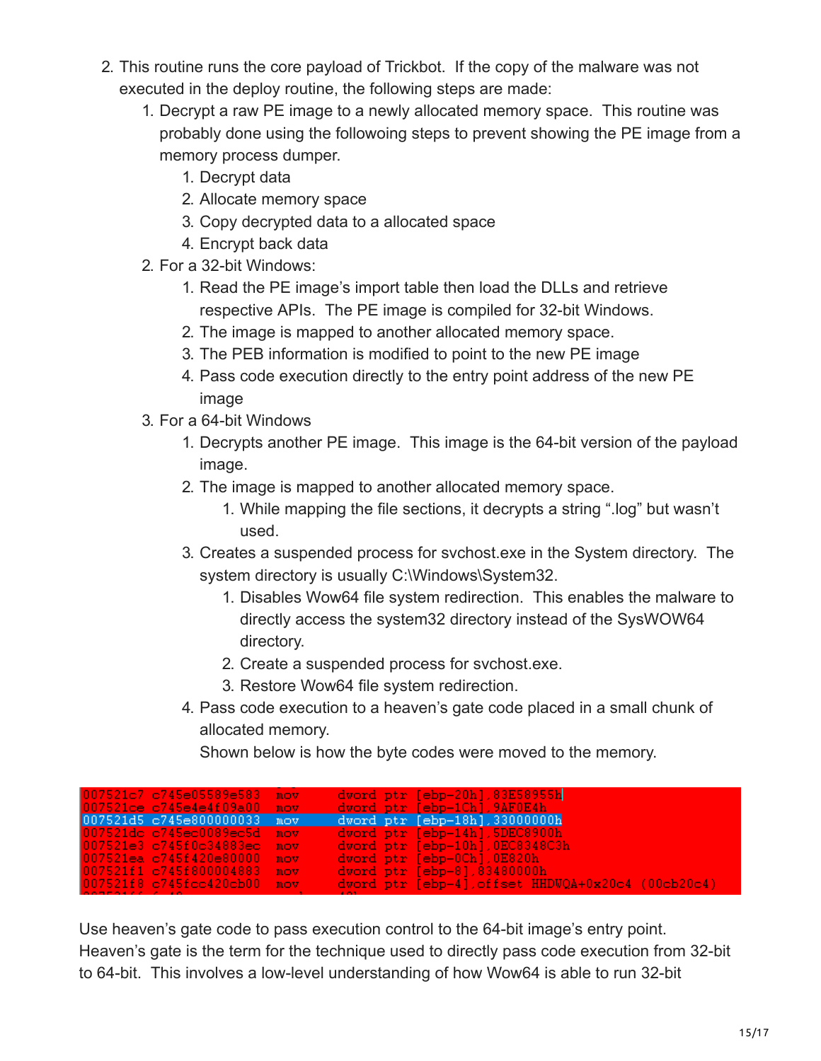2. This routine runs the core payload of Trickbot. If the copy of the malware was not executed in the deploy routine, the following steps are made:
    1. Decrypt a raw PE image to a newly allocated memory space. This routine was probably done using the followoing steps to prevent showing the PE image from a memory process dumper.
        1. Decrypt data
        2. Allocate memory space
        3. Copy decrypted data to a allocated space
        4. Encrypt back data
    2. For a 32-bit Windows:
        1. Read the PE image's import table then load the DLLs and retrieve respective APIs. The PE image is compiled for 32-bit Windows.
        2. The image is mapped to another allocated memory space.
        3. The PEB information is modified to point to the new PE image
        4. Pass code execution directly to the entry point address of the new PE image
    3. For a 64-bit Windows
        1. Decrypts another PE image. This image is the 64-bit version of the payload image.
        2. The image is mapped to another allocated memory space.
            1. While mapping the file sections, it decrypts a string ".log" but wasn't used.
        3. Creates a suspended process for svchost.exe in the System directory. The system directory is usually C:\Windows\System32.
            1. Disables Wow64 file system redirection. This enables the malware to directly access the system32 directory instead of the SysWOW64 directory.
            2. Create a suspended process for svchost.exe.
            3. Restore Wow64 file system redirection.
        4. Pass code execution to a heaven's gate code placed in a small chunk of allocated memory.
           Shown below is how the byte codes were moved to the memory.

```
007521c7 c745e05589e583  mov   dword ptr [ebp-20h],83E58955h
007521ce c745e4e4f09a00  mov   dword ptr [ebp-1Ch],9AF0E4h
007521d5 c745e800000033  mov   dword ptr [ebp-18h],33000000h
007521dc c745ec0089ec5d  mov   dword ptr [ebp-14h],5DEC8900h
007521e3 c745f0c34883ec  mov   dword ptr [ebp-10h],0EC8348C3h
007521ea c745f420e80000  mov   dword ptr [ebp-0Ch],0E820h
007521f1 c745f800004883  mov   dword ptr [ebp-8],83480000h
007521f8 c745fcc420cb00  mov   dword ptr [ebp-4],offset HHDWQA+0x20c4 (00cb20c4)
```

Use heaven's gate code to pass execution control to the 64-bit image's entry point. Heaven's gate is the term for the technique used to directly pass code execution from 32-bit to 64-bit. This involves a low-level understanding of how Wow64 is able to run 32-bit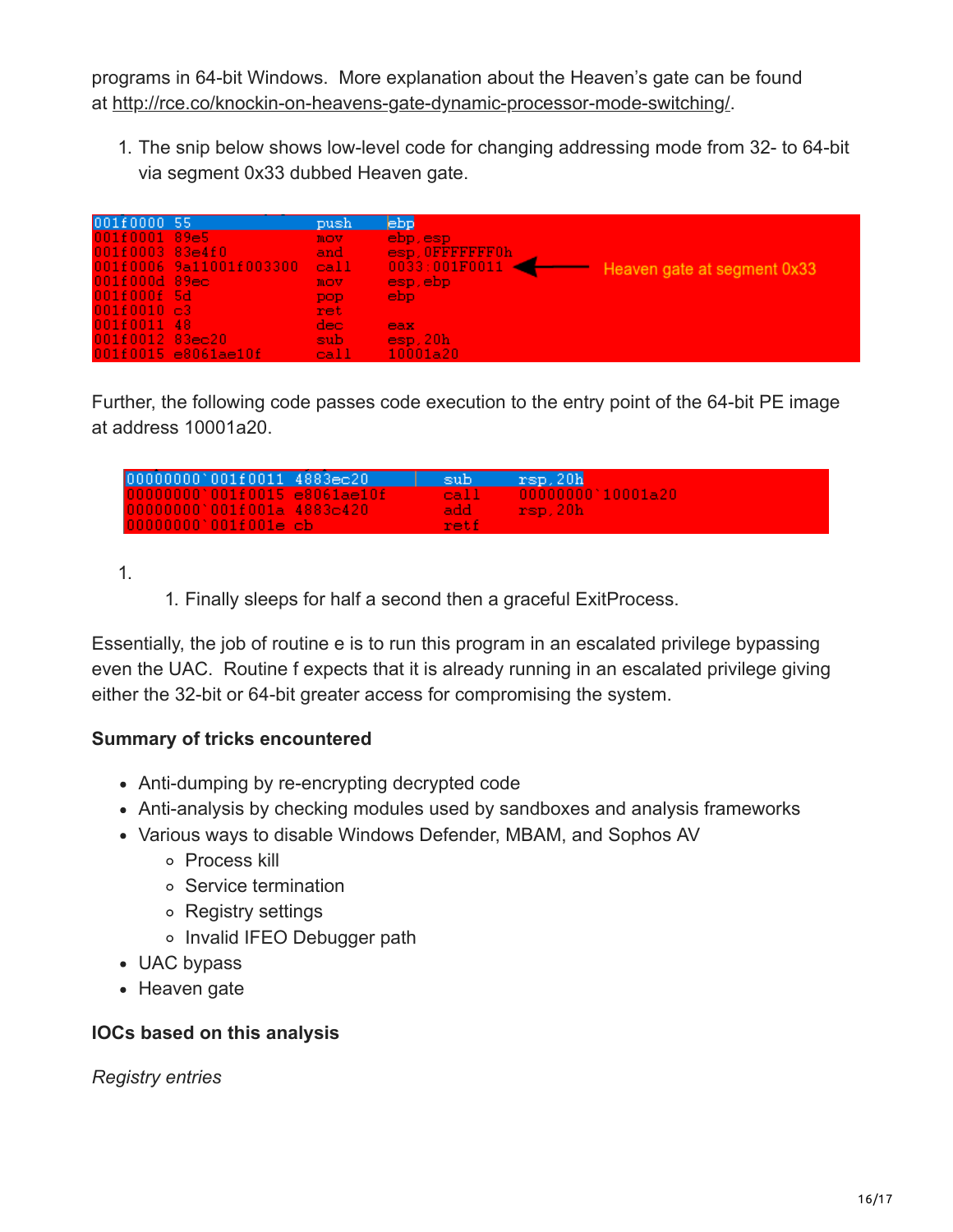programs in 64-bit Windows. More explanation about the Heaven's gate can be found at http://rce.co/knockin-on-heavens-gate-dynamic-processor-mode-switching/.

1. The snip below shows low-level code for changing addressing mode from 32- to 64-bit via segment 0x33 dubbed Heaven gate.

```
001f0000 55              push    ebp
001f0001 89e5            mov     ebp,esp
001f0003 83e4f0          and     esp,0FFFFFFF0h
001f0006 9a11001f003300  call    0033:001F0011   <------ Heaven gate at segment 0x33
001f000d 89ec            mov     esp,ebp
001f000f 5d              pop     ebp
001f0010 c3              ret
001f0011 48              dec     eax
001f0012 83ec20          sub     esp,20h
001f0015 e8061ae10f      call    10001a20
```

Further, the following code passes code execution to the entry point of the 64-bit PE image at address 10001a20.

```
00000000`001f0011 4883ec20       sub     rsp,20h
00000000`001f0015 e8061ae10f     call    00000000`10001a20
00000000`001f001a 4883c420       add     rsp,20h
00000000`001f001e cb             retf
```

1. 
   1. Finally sleeps for half a second then a graceful ExitProcess.

Essentially, the job of routine e is to run this program in an escalated privilege bypassing even the UAC. Routine f expects that it is already running in an escalated privilege giving either the 32-bit or 64-bit greater access for compromising the system.

**Summary of tricks encountered**

- Anti-dumping by re-encrypting decrypted code
- Anti-analysis by checking modules used by sandboxes and analysis frameworks
- Various ways to disable Windows Defender, MBAM, and Sophos AV
  - Process kill
  - Service termination
  - Registry settings
  - Invalid IFEO Debugger path
- UAC bypass
- Heaven gate

**IOCs based on this analysis**

*Registry entries*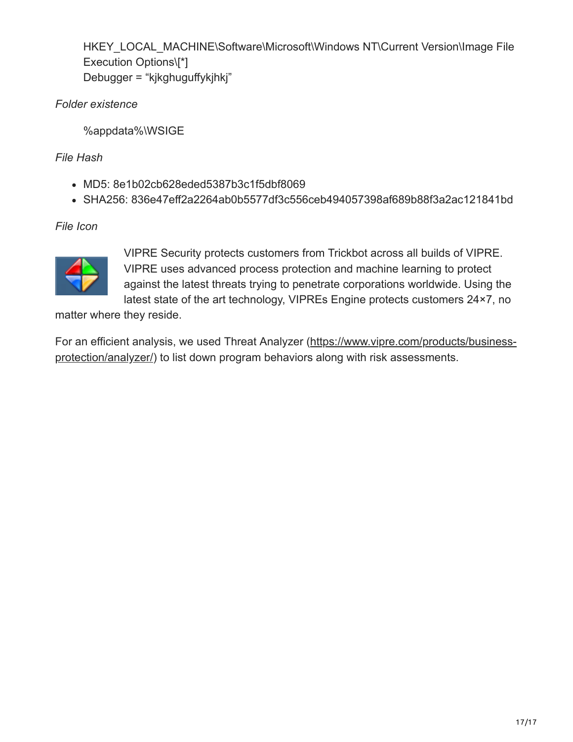HKEY_LOCAL_MACHINE\Software\Microsoft\Windows NT\Current Version\Image File Execution Options\[*]
Debugger = “kjkghuguffykjhkj”

*Folder existence*

%appdata%\WSIGE

*File Hash*

- MD5: 8e1b02cb628eded5387b3c1f5dbf8069
- SHA256: 836e47eff2a2264ab0b5577df3c556ceb494057398af689b88f3a2ac121841bd

*File Icon*

VIPRE Security protects customers from Trickbot across all builds of VIPRE. VIPRE uses advanced process protection and machine learning to protect against the latest threats trying to penetrate corporations worldwide. Using the latest state of the art technology, VIPREs Engine protects customers 24×7, no matter where they reside.

For an efficient analysis, we used Threat Analyzer (https://www.vipre.com/products/business-protection/analyzer/) to list down program behaviors along with risk assessments.